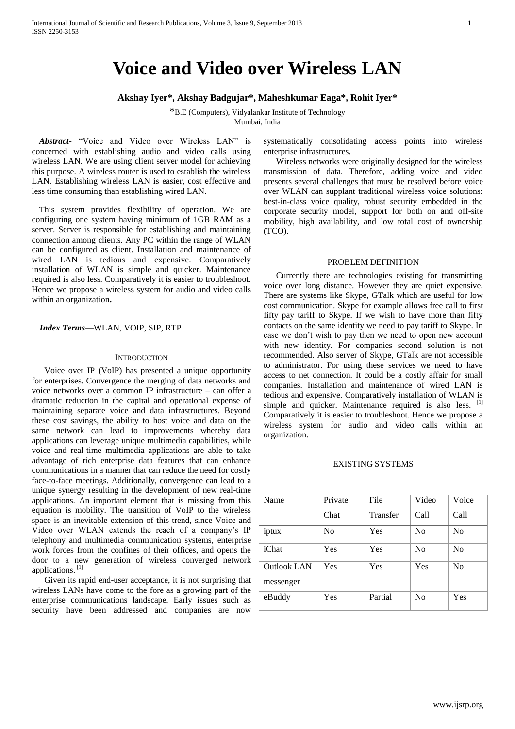# Voice and Video over Wireless LAN

**Akshay Iyer*, Akshay Badgujar*, Maheshkumar Eaga*, Rohit Iyer***

*B.E (Computers), Vidyalankar Institute of Technology
Mumbai, India

***Abstract-*** "Voice and Video over Wireless LAN" is concerned with establishing audio and video calls using wireless LAN. We are using client server model for achieving this purpose. A wireless router is used to establish the wireless LAN. Establishing wireless LAN is easier, cost effective and less time consuming than establishing wired LAN.

This system provides flexibility of operation. We are configuring one system having minimum of 1GB RAM as a server. Server is responsible for establishing and maintaining connection among clients. Any PC within the range of WLAN can be configured as client. Installation and maintenance of wired LAN is tedious and expensive. Comparatively installation of WLAN is simple and quicker. Maintenance required is also less. Comparatively it is easier to troubleshoot. Hence we propose a wireless system for audio and video calls within an organization**.**

***Index Terms*—**WLAN, VOIP, SIP, RTP

## INTRODUCTION

Voice over IP (VoIP) has presented a unique opportunity for enterprises. Convergence the merging of data networks and voice networks over a common IP infrastructure – can offer a dramatic reduction in the capital and operational expense of maintaining separate voice and data infrastructures. Beyond these cost savings, the ability to host voice and data on the same network can lead to improvements whereby data applications can leverage unique multimedia capabilities, while voice and real-time multimedia applications are able to take advantage of rich enterprise data features that can enhance communications in a manner that can reduce the need for costly face-to-face meetings. Additionally, convergence can lead to a unique synergy resulting in the development of new real-time applications. An important element that is missing from this equation is mobility. The transition of VoIP to the wireless space is an inevitable extension of this trend, since Voice and Video over WLAN extends the reach of a company's IP telephony and multimedia communication systems, enterprise work forces from the confines of their offices, and opens the door to a new generation of wireless converged network applications. [1]

Given its rapid end-user acceptance, it is not surprising that wireless LANs have come to the fore as a growing part of the enterprise communications landscape. Early issues such as security have been addressed and companies are now systematically consolidating access points into wireless enterprise infrastructures.

Wireless networks were originally designed for the wireless transmission of data. Therefore, adding voice and video presents several challenges that must be resolved before voice over WLAN can supplant traditional wireless voice solutions: best-in-class voice quality, robust security embedded in the corporate security model, support for both on and off-site mobility, high availability, and low total cost of ownership (TCO).

## PROBLEM DEFINITION

Currently there are technologies existing for transmitting voice over long distance. However they are quiet expensive. There are systems like Skype, GTalk which are useful for low cost communication. Skype for example allows free call to first fifty pay tariff to Skype. If we wish to have more than fifty contacts on the same identity we need to pay tariff to Skype. In case we don't wish to pay then we need to open new account with new identity. For companies second solution is not recommended. Also server of Skype, GTalk are not accessible to administrator. For using these services we need to have access to net connection. It could be a costly affair for small companies. Installation and maintenance of wired LAN is tedious and expensive. Comparatively installation of WLAN is simple and quicker. Maintenance required is also less. [1] Comparatively it is easier to troubleshoot. Hence we propose a wireless system for audio and video calls within an organization.

## EXISTING SYSTEMS

| Name | Private Chat | File Transfer | Video Call | Voice Call |
|---|---|---|---|---|
| iptux | No | Yes | No | No |
| iChat | Yes | Yes | No | No |
| Outlook LAN messenger | Yes | Yes | Yes | No |
| eBuddy | Yes | Partial | No | Yes |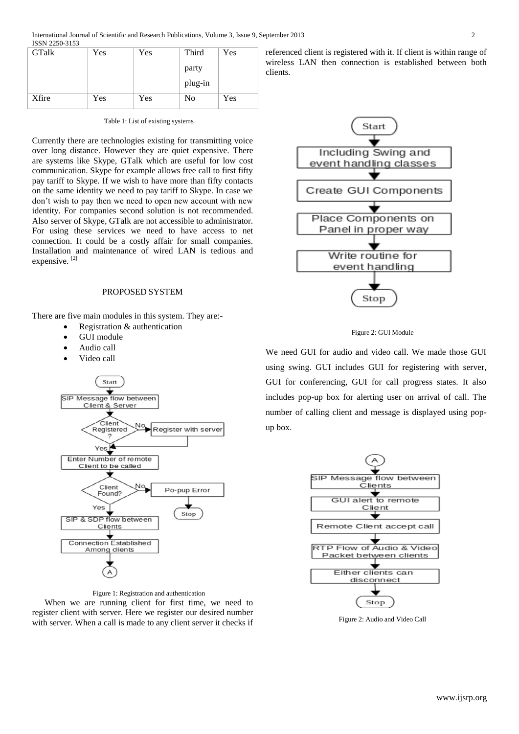| GTalk | Yes | Yes | Third party plug-in | Yes |
| --- | --- | --- | --- | --- |
| Xfire | Yes | Yes | No | Yes |

Table 1: List of existing systems

Currently there are technologies existing for transmitting voice over long distance. However they are quiet expensive. There are systems like Skype, GTalk which are useful for low cost communication. Skype for example allows free call to first fifty pay tariff to Skype. If we wish to have more than fifty contacts on the same identity we need to pay tariff to Skype. In case we don't wish to pay then we need to open new account with new identity. For companies second solution is not recommended. Also server of Skype, GTalk are not accessible to administrator. For using these services we need to have access to net connection. It could be a costly affair for small companies. Installation and maintenance of wired LAN is tedious and expensive. [2]

## PROPOSED SYSTEM

There are five main modules in this system. They are:-

- Registration & authentication
- GUI module
- Audio call
- Video call

Figure 1: Registration and authentication

When we are running client for first time, we need to register client with server. Here we register our desired number with server. When a call is made to any client server it checks if referenced client is registered with it. If client is within range of wireless LAN then connection is established between both clients.

Figure 2: GUI Module

We need GUI for audio and video call. We made those GUI using swing. GUI includes GUI for registering with server, GUI for conferencing, GUI for call progress states. It also includes pop-up box for alerting user on arrival of call. The number of calling client and message is displayed using pop-up box.

Figure 2: Audio and Video Call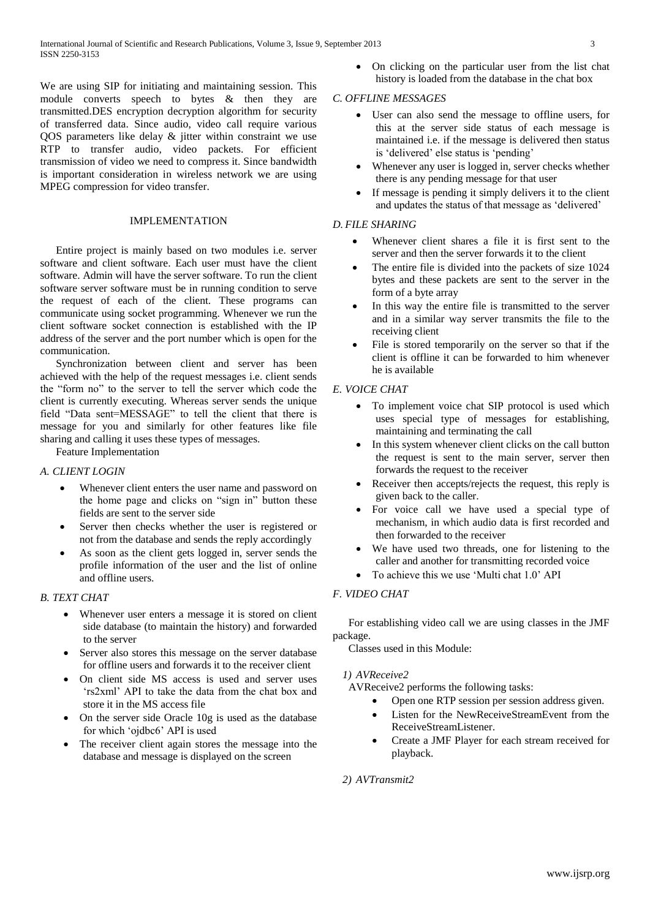We are using SIP for initiating and maintaining session. This module converts speech to bytes & then they are transmitted.DES encryption decryption algorithm for security of transferred data. Since audio, video call require various QOS parameters like delay & jitter within constraint we use RTP to transfer audio, video packets. For efficient transmission of video we need to compress it. Since bandwidth is important consideration in wireless network we are using MPEG compression for video transfer.

## IMPLEMENTATION

Entire project is mainly based on two modules i.e. server software and client software. Each user must have the client software. Admin will have the server software. To run the client software server software must be in running condition to serve the request of each of the client. These programs can communicate using socket programming. Whenever we run the client software socket connection is established with the IP address of the server and the port number which is open for the communication.

Synchronization between client and server has been achieved with the help of the request messages i.e. client sends the "form no" to the server to tell the server which code the client is currently executing. Whereas server sends the unique field "Data sent=MESSAGE" to tell the client that there is message for you and similarly for other features like file sharing and calling it uses these types of messages.

Feature Implementation

### *A. CLIENT LOGIN*

- Whenever client enters the user name and password on the home page and clicks on "sign in" button these fields are sent to the server side
- Server then checks whether the user is registered or not from the database and sends the reply accordingly
- As soon as the client gets logged in, server sends the profile information of the user and the list of online and offline users.

### *B. TEXT CHAT*

- Whenever user enters a message it is stored on client side database (to maintain the history) and forwarded to the server
- Server also stores this message on the server database for offline users and forwards it to the receiver client
- On client side MS access is used and server uses 'rs2xml' API to take the data from the chat box and store it in the MS access file
- On the server side Oracle 10g is used as the database for which 'ojdbc6' API is used
- The receiver client again stores the message into the database and message is displayed on the screen
- On clicking on the particular user from the list chat history is loaded from the database in the chat box

### *C. OFFLINE MESSAGES*

- User can also send the message to offline users, for this at the server side status of each message is maintained i.e. if the message is delivered then status is 'delivered' else status is 'pending'
- Whenever any user is logged in, server checks whether there is any pending message for that user
- If message is pending it simply delivers it to the client and updates the status of that message as 'delivered'

### *D. FILE SHARING*

- Whenever client shares a file it is first sent to the server and then the server forwards it to the client
- The entire file is divided into the packets of size 1024 bytes and these packets are sent to the server in the form of a byte array
- In this way the entire file is transmitted to the server and in a similar way server transmits the file to the receiving client
- File is stored temporarily on the server so that if the client is offline it can be forwarded to him whenever he is available

### *E. VOICE CHAT*

- To implement voice chat SIP protocol is used which uses special type of messages for establishing, maintaining and terminating the call
- In this system whenever client clicks on the call button the request is sent to the main server, server then forwards the request to the receiver
- Receiver then accepts/rejects the request, this reply is given back to the caller.
- For voice call we have used a special type of mechanism, in which audio data is first recorded and then forwarded to the receiver
- We have used two threads, one for listening to the caller and another for transmitting recorded voice
- To achieve this we use 'Multi chat 1.0' API

### *F. VIDEO CHAT*

For establishing video call we are using classes in the JMF package.

Classes used in this Module:

#### *1) AVReceive2*

AVReceive2 performs the following tasks:

- Open one RTP session per session address given.
- Listen for the NewReceiveStreamEvent from the ReceiveStreamListener.
- Create a JMF Player for each stream received for playback.

#### *2) AVTransmit2*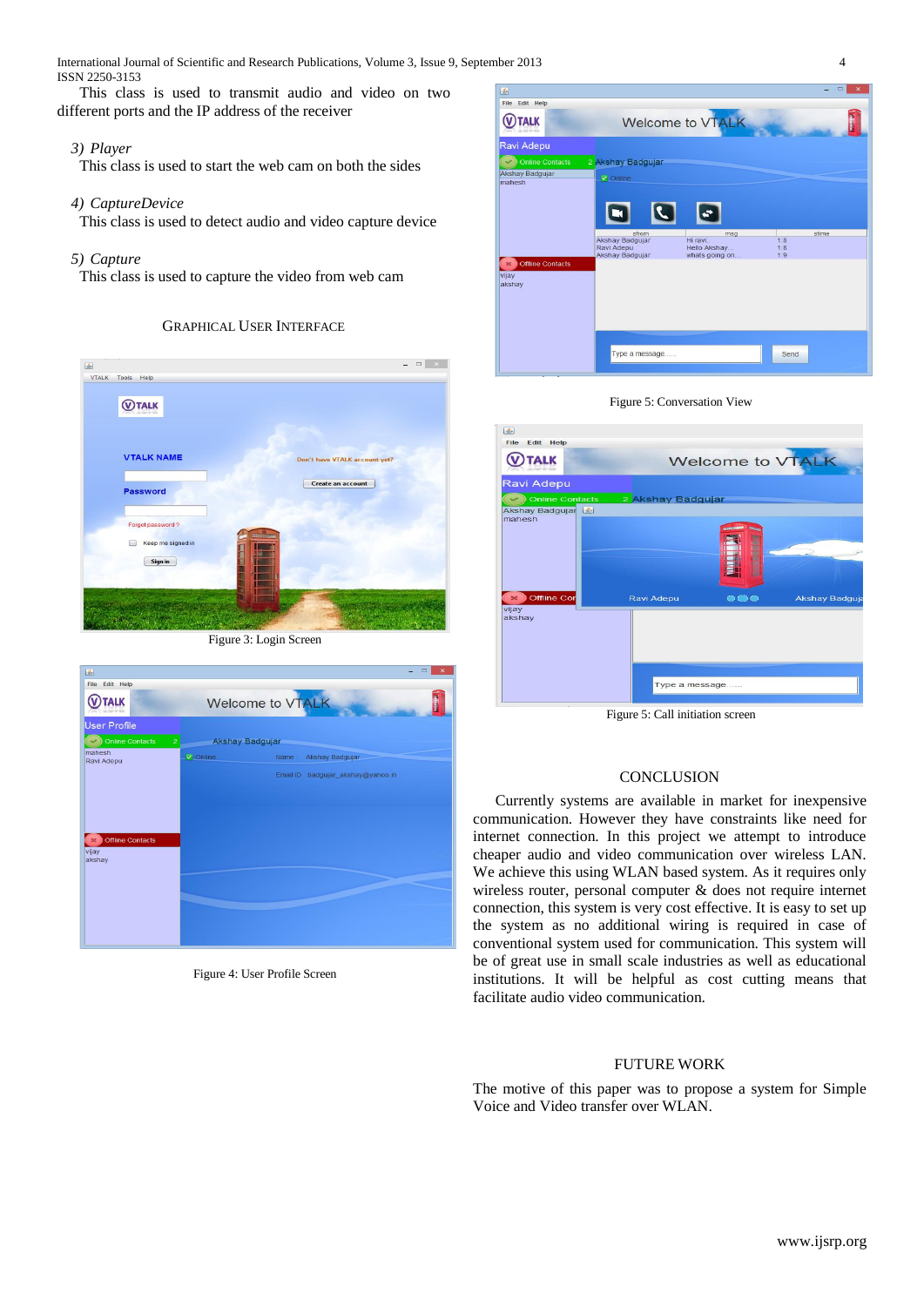This class is used to transmit audio and video on two different ports and the IP address of the receiver

*3) Player*

This class is used to start the web cam on both the sides

*4) CaptureDevice*

This class is used to detect audio and video capture device

*5) Capture*

This class is used to capture the video from web cam

## GRAPHICAL USER INTERFACE

Figure 3: Login Screen

Figure 4: User Profile Screen

Figure 5: Conversation View

Figure 5: Call initiation screen

## CONCLUSION

Currently systems are available in market for inexpensive communication. However they have constraints like need for internet connection. In this project we attempt to introduce cheaper audio and video communication over wireless LAN. We achieve this using WLAN based system. As it requires only wireless router, personal computer & does not require internet connection, this system is very cost effective. It is easy to set up the system as no additional wiring is required in case of conventional system used for communication. This system will be of great use in small scale industries as well as educational institutions. It will be helpful as cost cutting means that facilitate audio video communication.

## FUTURE WORK

The motive of this paper was to propose a system for Simple Voice and Video transfer over WLAN.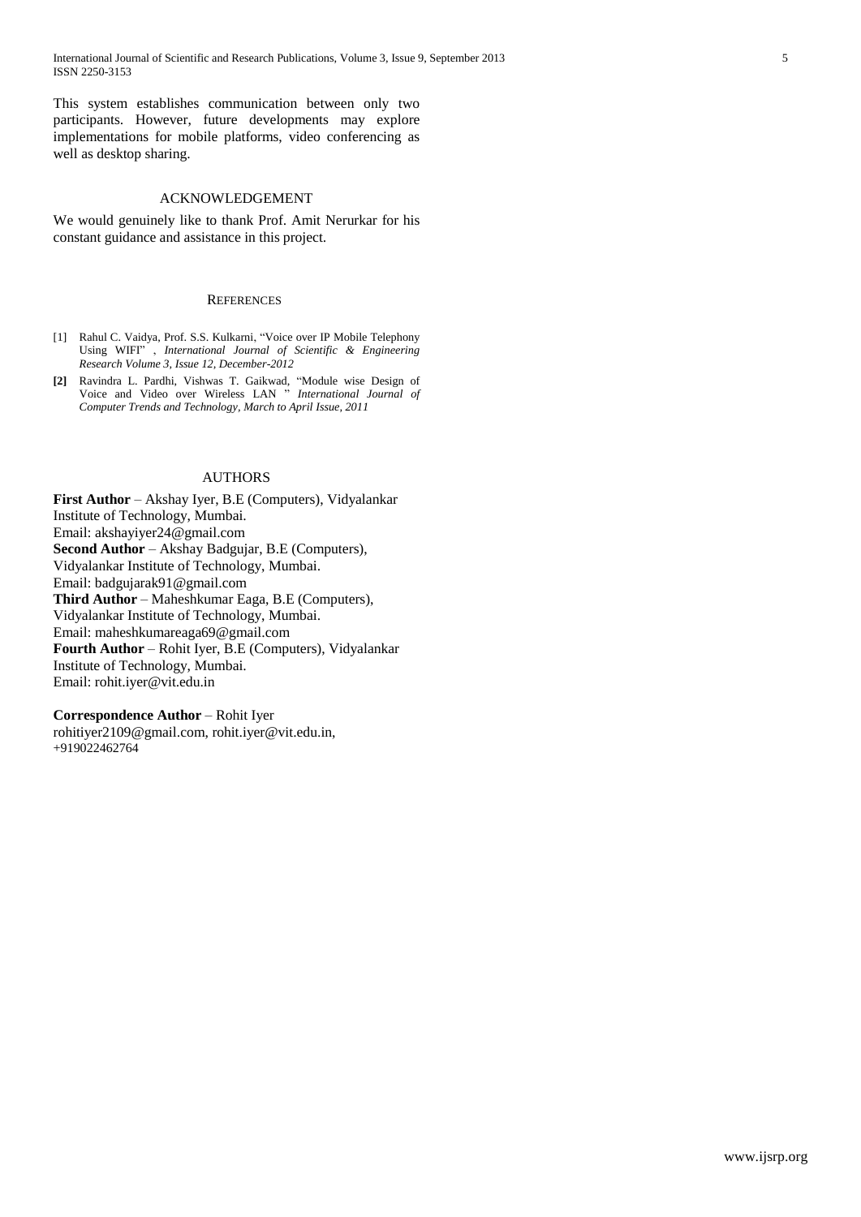This system establishes communication between only two participants. However, future developments may explore implementations for mobile platforms, video conferencing as well as desktop sharing.

## ACKNOWLEDGEMENT

We would genuinely like to thank Prof. Amit Nerurkar for his constant guidance and assistance in this project.

## REFERENCES

[1] Rahul C. Vaidya, Prof. S.S. Kulkarni, "Voice over IP Mobile Telephony Using WIFI" , *International Journal of Scientific & Engineering Research Volume 3, Issue 12, December-2012*

**[2]** Ravindra L. Pardhi, Vishwas T. Gaikwad, "Module wise Design of Voice and Video over Wireless LAN " *International Journal of Computer Trends and Technology, March to April Issue, 2011*

## AUTHORS

**First Author** – Akshay Iyer, B.E (Computers), Vidyalankar Institute of Technology, Mumbai.
Email: akshayiyer24@gmail.com

**Second Author** – Akshay Badgujar, B.E (Computers), Vidyalankar Institute of Technology, Mumbai.
Email: badgujarak91@gmail.com

**Third Author** – Maheshkumar Eaga, B.E (Computers), Vidyalankar Institute of Technology, Mumbai.
Email: maheshkumareaga69@gmail.com

**Fourth Author** – Rohit Iyer, B.E (Computers), Vidyalankar Institute of Technology, Mumbai.
Email: rohit.iyer@vit.edu.in

**Correspondence Author** – Rohit Iyer
rohitiyer2109@gmail.com, rohit.iyer@vit.edu.in,
+919022462764